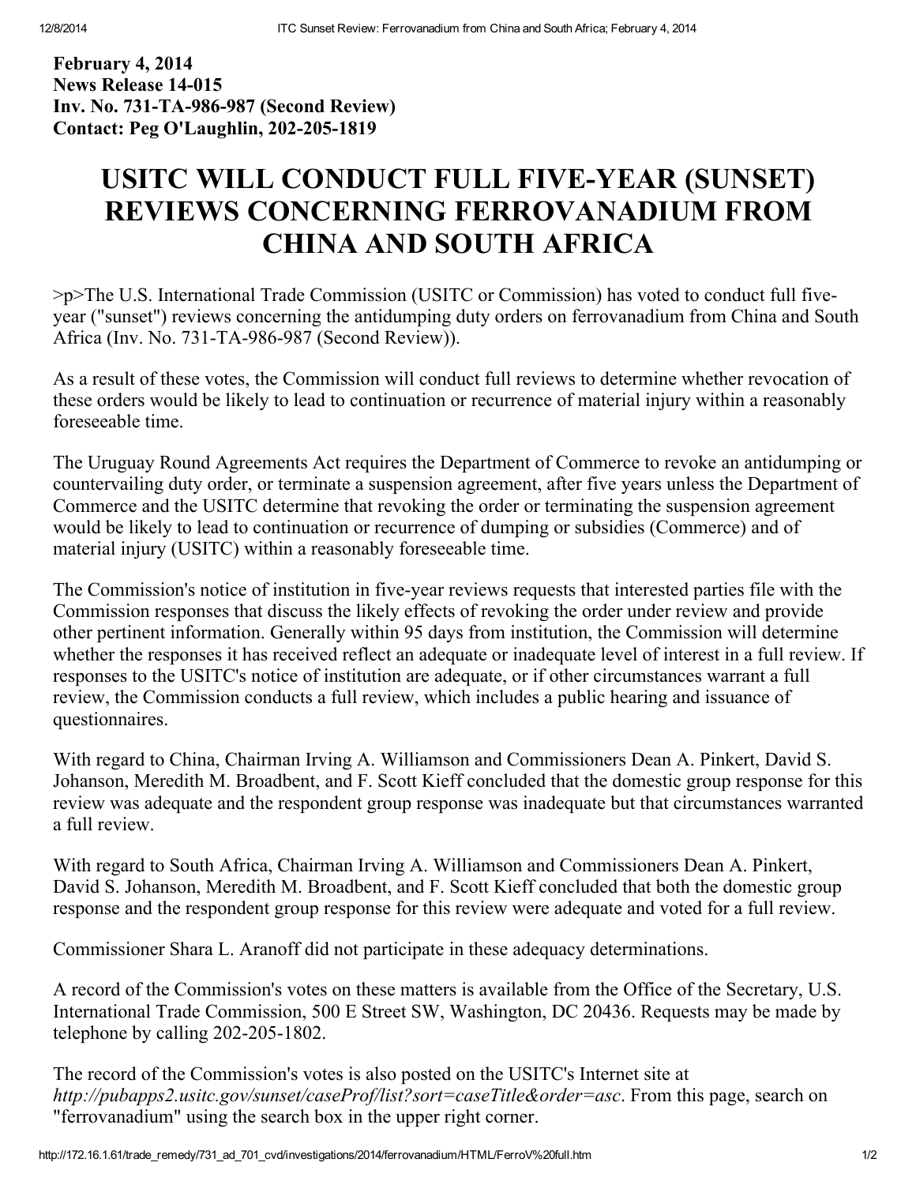**February 4, 2014**
**News Release 14-015**
**Inv. No. 731-TA-986-987 (Second Review)**
**Contact: Peg O'Laughlin, 202-205-1819**

# USITC WILL CONDUCT FULL FIVE-YEAR (SUNSET) REVIEWS CONCERNING FERROVANADIUM FROM CHINA AND SOUTH AFRICA

>p>The U.S. International Trade Commission (USITC or Commission) has voted to conduct full five-year ("sunset") reviews concerning the antidumping duty orders on ferrovanadium from China and South Africa (Inv. No. 731-TA-986-987 (Second Review)).

As a result of these votes, the Commission will conduct full reviews to determine whether revocation of these orders would be likely to lead to continuation or recurrence of material injury within a reasonably foreseeable time.

The Uruguay Round Agreements Act requires the Department of Commerce to revoke an antidumping or countervailing duty order, or terminate a suspension agreement, after five years unless the Department of Commerce and the USITC determine that revoking the order or terminating the suspension agreement would be likely to lead to continuation or recurrence of dumping or subsidies (Commerce) and of material injury (USITC) within a reasonably foreseeable time.

The Commission's notice of institution in five-year reviews requests that interested parties file with the Commission responses that discuss the likely effects of revoking the order under review and provide other pertinent information. Generally within 95 days from institution, the Commission will determine whether the responses it has received reflect an adequate or inadequate level of interest in a full review. If responses to the USITC's notice of institution are adequate, or if other circumstances warrant a full review, the Commission conducts a full review, which includes a public hearing and issuance of questionnaires.

With regard to China, Chairman Irving A. Williamson and Commissioners Dean A. Pinkert, David S. Johanson, Meredith M. Broadbent, and F. Scott Kieff concluded that the domestic group response for this review was adequate and the respondent group response was inadequate but that circumstances warranted a full review.

With regard to South Africa, Chairman Irving A. Williamson and Commissioners Dean A. Pinkert, David S. Johanson, Meredith M. Broadbent, and F. Scott Kieff concluded that both the domestic group response and the respondent group response for this review were adequate and voted for a full review.

Commissioner Shara L. Aranoff did not participate in these adequacy determinations.

A record of the Commission's votes on these matters is available from the Office of the Secretary, U.S. International Trade Commission, 500 E Street SW, Washington, DC 20436. Requests may be made by telephone by calling 202-205-1802.

The record of the Commission's votes is also posted on the USITC's Internet site at *http://pubapps2.usitc.gov/sunset/caseProf/list?sort=caseTitle&order=asc*. From this page, search on "ferrovanadium" using the search box in the upper right corner.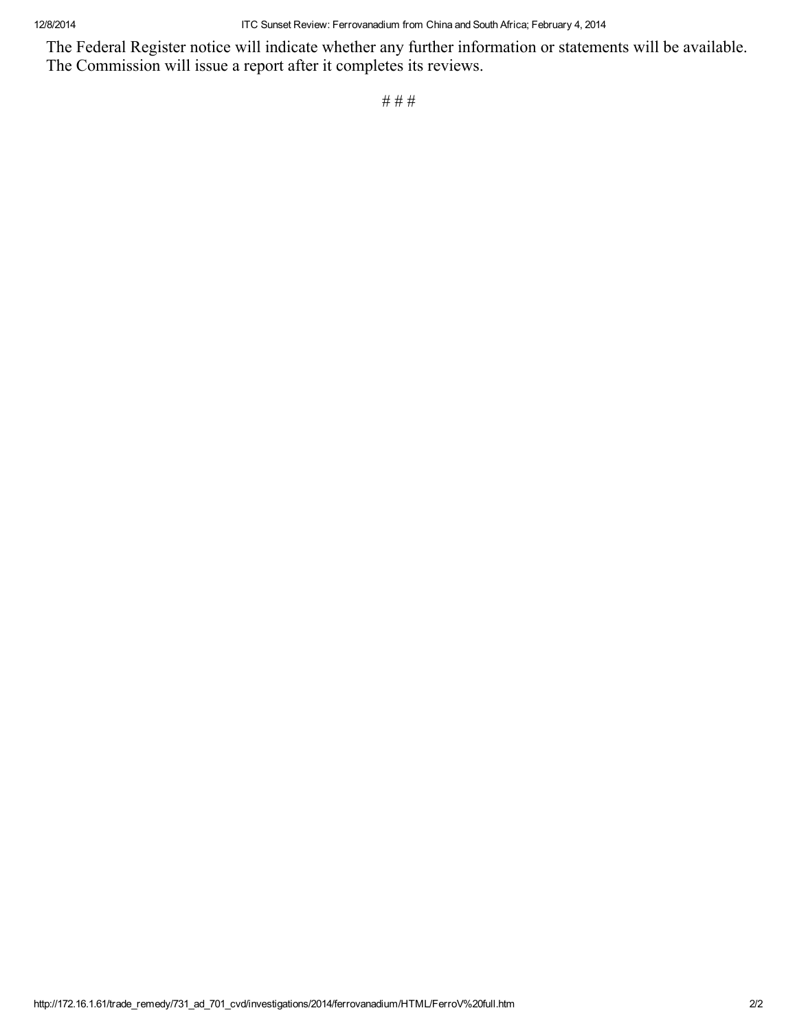The Federal Register notice will indicate whether any further information or statements will be available. The Commission will issue a report after it completes its reviews.

# # #